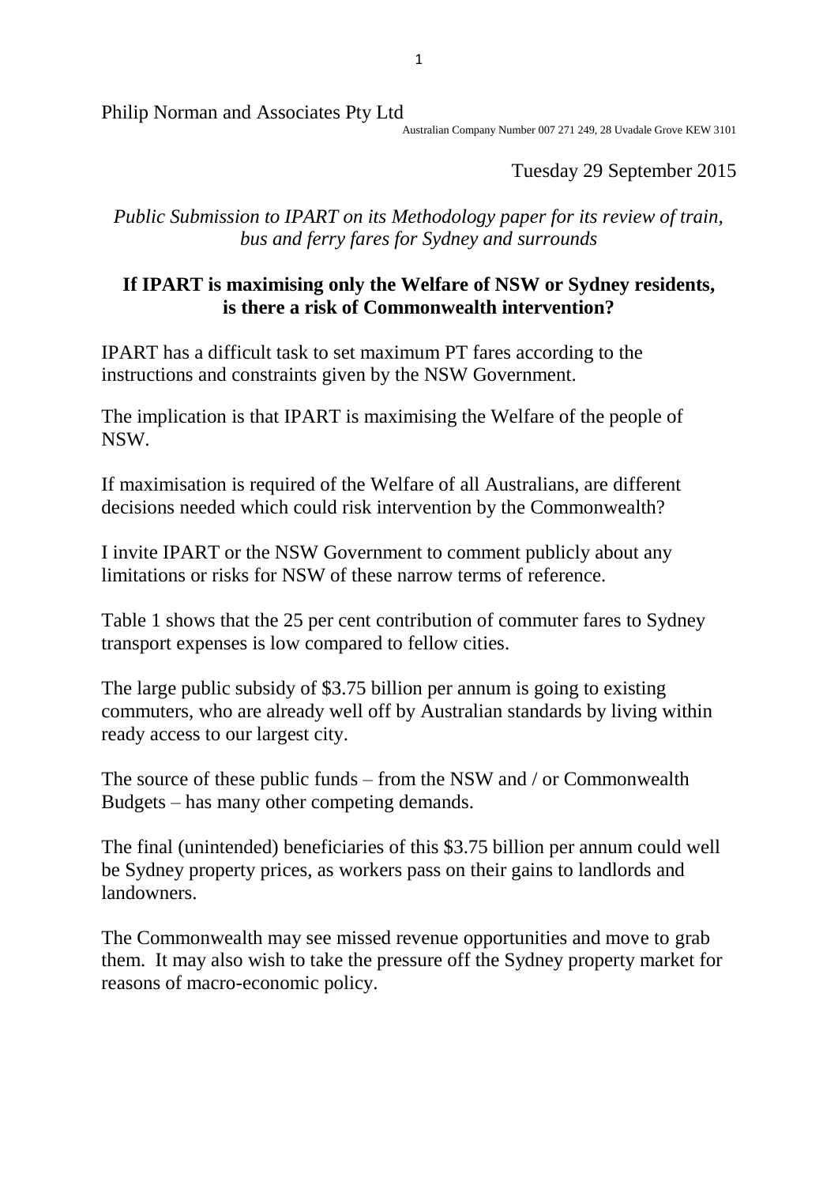Philip Norman and Associates Pty Ltd

Australian Company Number 007 271 249, 28 Uvadale Grove KEW 3101

Tuesday 29 September 2015

*Public Submission to IPART on its Methodology paper for its review of train, bus and ferry fares for Sydney and surrounds*

## If IPART is maximising only the Welfare of NSW or Sydney residents, is there a risk of Commonwealth intervention?

IPART has a difficult task to set maximum PT fares according to the instructions and constraints given by the NSW Government.

The implication is that IPART is maximising the Welfare of the people of NSW.

If maximisation is required of the Welfare of all Australians, are different decisions needed which could risk intervention by the Commonwealth?

I invite IPART or the NSW Government to comment publicly about any limitations or risks for NSW of these narrow terms of reference.

Table 1 shows that the 25 per cent contribution of commuter fares to Sydney transport expenses is low compared to fellow cities.

The large public subsidy of $3.75 billion per annum is going to existing commuters, who are already well off by Australian standards by living within ready access to our largest city.

The source of these public funds – from the NSW and / or Commonwealth Budgets – has many other competing demands.

The final (unintended) beneficiaries of this $3.75 billion per annum could well be Sydney property prices, as workers pass on their gains to landlords and landowners.

The Commonwealth may see missed revenue opportunities and move to grab them. It may also wish to take the pressure off the Sydney property market for reasons of macro-economic policy.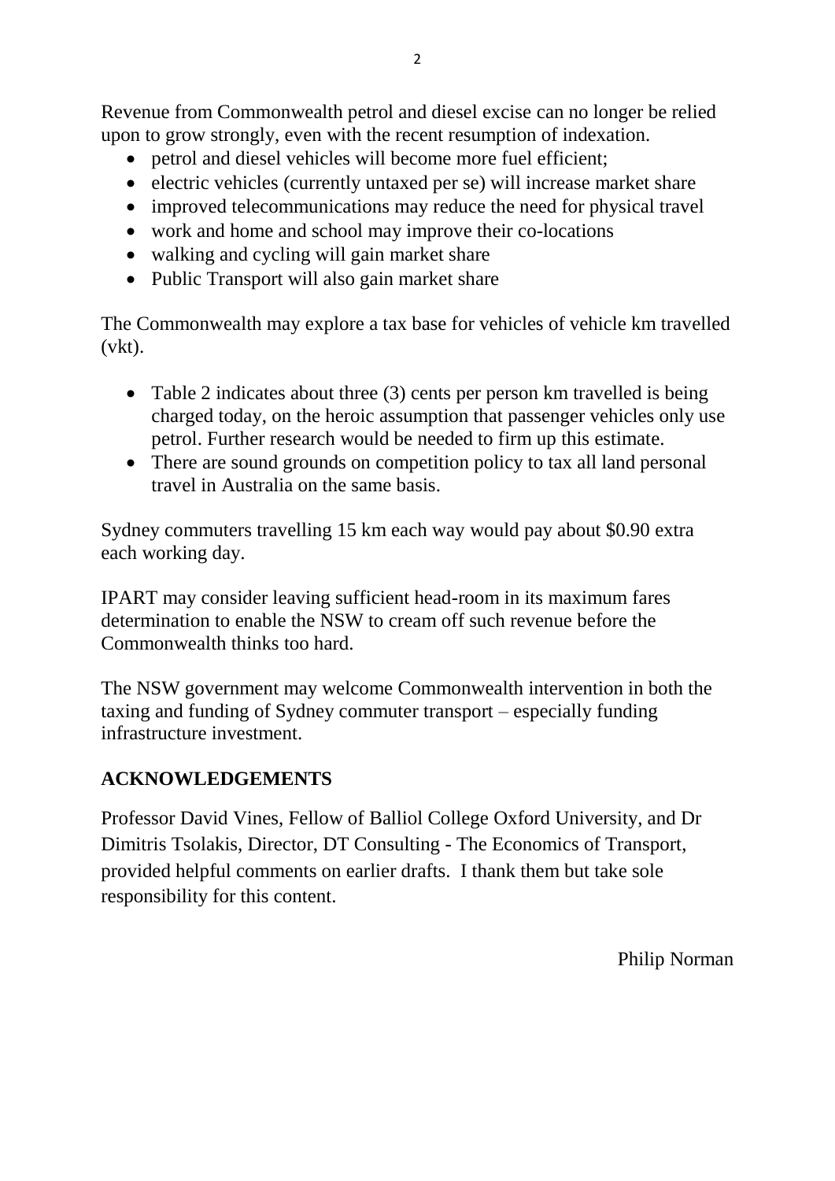Revenue from Commonwealth petrol and diesel excise can no longer be relied upon to grow strongly, even with the recent resumption of indexation.

- petrol and diesel vehicles will become more fuel efficient;
- electric vehicles (currently untaxed per se) will increase market share
- improved telecommunications may reduce the need for physical travel
- work and home and school may improve their co-locations
- walking and cycling will gain market share
- Public Transport will also gain market share

The Commonwealth may explore a tax base for vehicles of vehicle km travelled (vkt).

- Table 2 indicates about three (3) cents per person km travelled is being charged today, on the heroic assumption that passenger vehicles only use petrol. Further research would be needed to firm up this estimate.
- There are sound grounds on competition policy to tax all land personal travel in Australia on the same basis.

Sydney commuters travelling 15 km each way would pay about $0.90 extra each working day.

IPART may consider leaving sufficient head-room in its maximum fares determination to enable the NSW to cream off such revenue before the Commonwealth thinks too hard.

The NSW government may welcome Commonwealth intervention in both the taxing and funding of Sydney commuter transport – especially funding infrastructure investment.

## ACKNOWLEDGEMENTS

Professor David Vines, Fellow of Balliol College Oxford University, and Dr Dimitris Tsolakis, Director, DT Consulting - The Economics of Transport, provided helpful comments on earlier drafts. I thank them but take sole responsibility for this content.

Philip Norman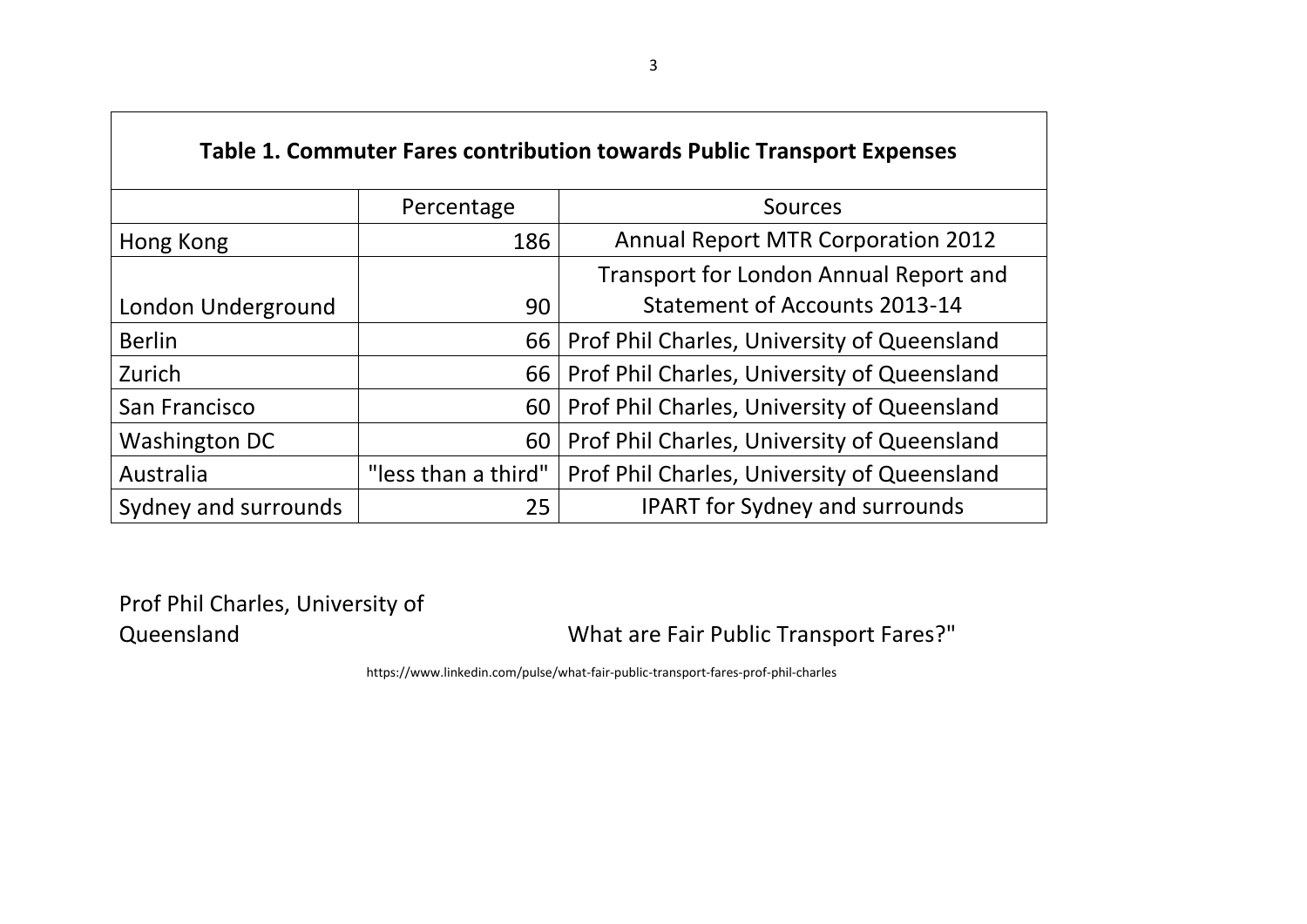| Table 1. Commuter Fares contribution towards Public Transport Expenses | | |
|---|---|---|
| | Percentage | Sources |
| Hong Kong | 186 | Annual Report MTR Corporation 2012 |
| London Underground | 90 | Transport for London Annual Report and Statement of Accounts 2013-14 |
| Berlin | 66 | Prof Phil Charles, University of Queensland |
| Zurich | 66 | Prof Phil Charles, University of Queensland |
| San Francisco | 60 | Prof Phil Charles, University of Queensland |
| Washington DC | 60 | Prof Phil Charles, University of Queensland |
| Australia | "less than a third" | Prof Phil Charles, University of Queensland |
| Sydney and surrounds | 25 | IPART for Sydney and surrounds |

Prof Phil Charles, University of Queensland What are Fair Public Transport Fares?"

https://www.linkedin.com/pulse/what-fair-public-transport-fares-prof-phil-charles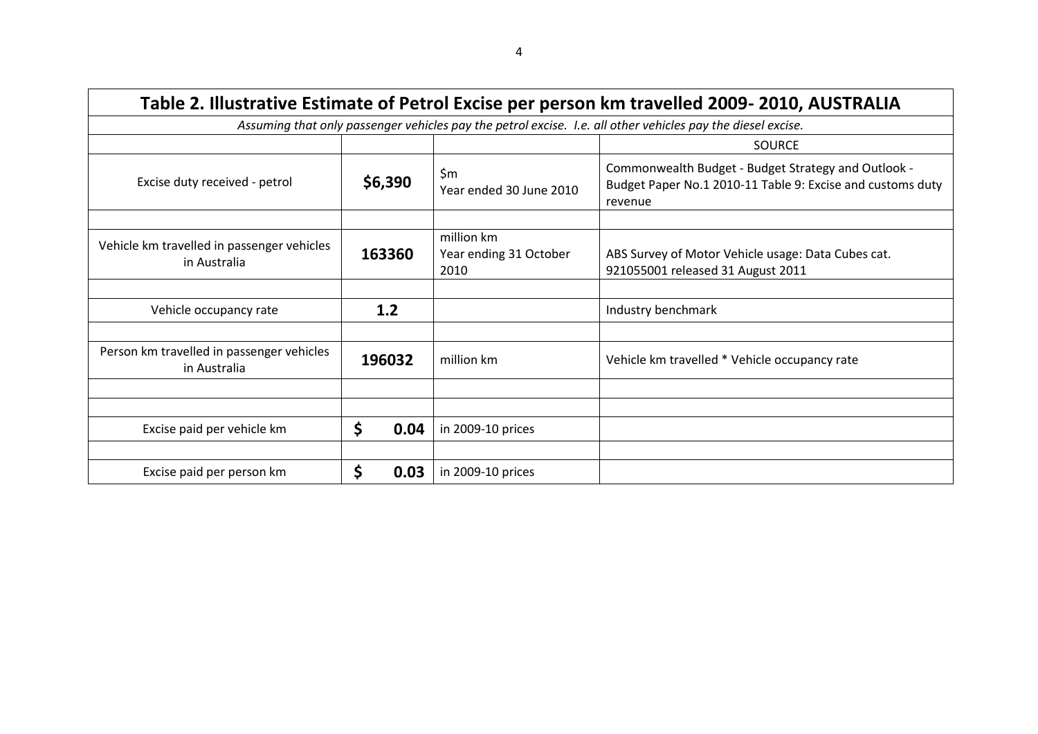## Table 2. Illustrative Estimate of Petrol Excise per person km travelled 2009- 2010, AUSTRALIA

*Assuming that only passenger vehicles pay the petrol excise. I.e. all other vehicles pay the diesel excise.*

| | | | SOURCE |
|---|---|---|---|
| Excise duty received - petrol | **$6,390** | $m Year ended 30 June 2010 | Commonwealth Budget - Budget Strategy and Outlook - Budget Paper No.1 2010-11 Table 9: Excise and customs duty revenue |
| | | | |
| Vehicle km travelled in passenger vehicles in Australia | **163360** | million km Year ending 31 October 2010 | ABS Survey of Motor Vehicle usage: Data Cubes cat. 921055001 released 31 August 2011 |
| | | | |
| Vehicle occupancy rate | **1.2** | | Industry benchmark |
| | | | |
| Person km travelled in passenger vehicles in Australia | **196032** | million km | Vehicle km travelled * Vehicle occupancy rate |
| | | | |
| | | | |
| Excise paid per vehicle km | **$ 0.04** | in 2009-10 prices | |
| | | | |
| Excise paid per person km | **$ 0.03** | in 2009-10 prices | |